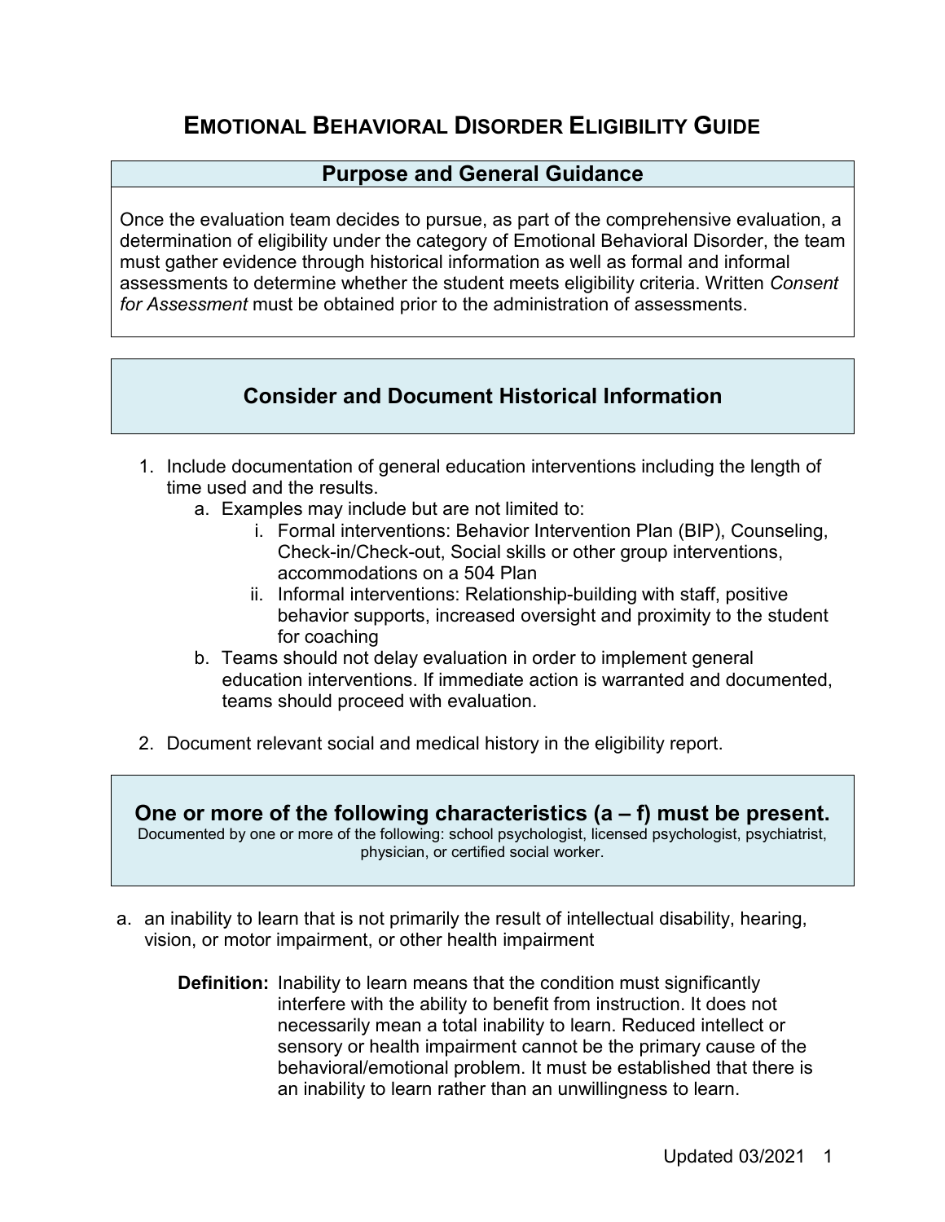# EMOTIONAL BEHAVIORAL DISORDER ELIGIBILITY GUIDE

## Purpose and General Guidance

Once the evaluation team decides to pursue, as part of the comprehensive evaluation, a determination of eligibility under the category of Emotional Behavioral Disorder, the team must gather evidence through historical information as well as formal and informal assessments to determine whether the student meets eligibility criteria. Written *Consent for Assessment* must be obtained prior to the administration of assessments.

## Consider and Document Historical Information

1. Include documentation of general education interventions including the length of time used and the results.
   a. Examples may include but are not limited to:
      i. Formal interventions: Behavior Intervention Plan (BIP), Counseling, Check-in/Check-out, Social skills or other group interventions, accommodations on a 504 Plan
      ii. Informal interventions: Relationship-building with staff, positive behavior supports, increased oversight and proximity to the student for coaching
   b. Teams should not delay evaluation in order to implement general education interventions. If immediate action is warranted and documented, teams should proceed with evaluation.
2. Document relevant social and medical history in the eligibility report.

## One or more of the following characteristics (a – f) must be present.

Documented by one or more of the following: school psychologist, licensed psychologist, psychiatrist, physician, or certified social worker.

a. an inability to learn that is not primarily the result of intellectual disability, hearing, vision, or motor impairment, or other health impairment

**Definition:** Inability to learn means that the condition must significantly interfere with the ability to benefit from instruction. It does not necessarily mean a total inability to learn. Reduced intellect or sensory or health impairment cannot be the primary cause of the behavioral/emotional problem. It must be established that there is an inability to learn rather than an unwillingness to learn.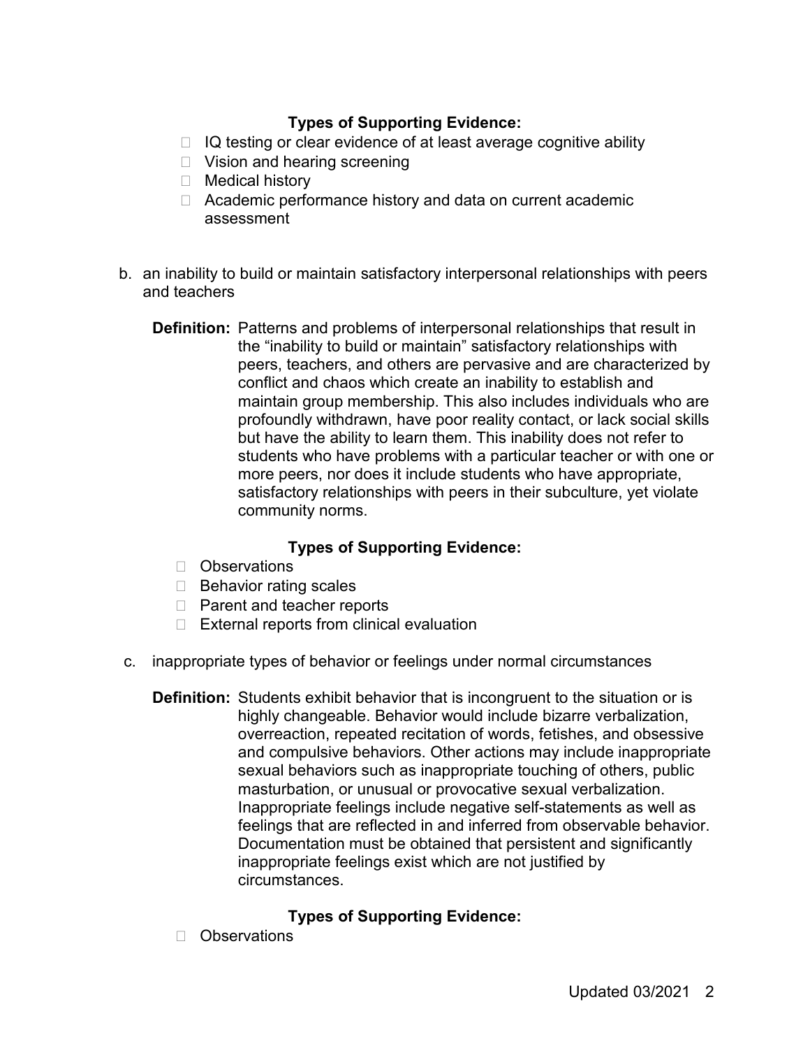**Types of Supporting Evidence:**

- IQ testing or clear evidence of at least average cognitive ability
- Vision and hearing screening
- Medical history
- Academic performance history and data on current academic assessment

b. an inability to build or maintain satisfactory interpersonal relationships with peers and teachers

**Definition:** Patterns and problems of interpersonal relationships that result in the "inability to build or maintain" satisfactory relationships with peers, teachers, and others are pervasive and are characterized by conflict and chaos which create an inability to establish and maintain group membership. This also includes individuals who are profoundly withdrawn, have poor reality contact, or lack social skills but have the ability to learn them. This inability does not refer to students who have problems with a particular teacher or with one or more peers, nor does it include students who have appropriate, satisfactory relationships with peers in their subculture, yet violate community norms.

**Types of Supporting Evidence:**

- Observations
- Behavior rating scales
- Parent and teacher reports
- External reports from clinical evaluation

c. inappropriate types of behavior or feelings under normal circumstances

**Definition:** Students exhibit behavior that is incongruent to the situation or is highly changeable. Behavior would include bizarre verbalization, overreaction, repeated recitation of words, fetishes, and obsessive and compulsive behaviors. Other actions may include inappropriate sexual behaviors such as inappropriate touching of others, public masturbation, or unusual or provocative sexual verbalization. Inappropriate feelings include negative self-statements as well as feelings that are reflected in and inferred from observable behavior. Documentation must be obtained that persistent and significantly inappropriate feelings exist which are not justified by circumstances.

**Types of Supporting Evidence:**

- Observations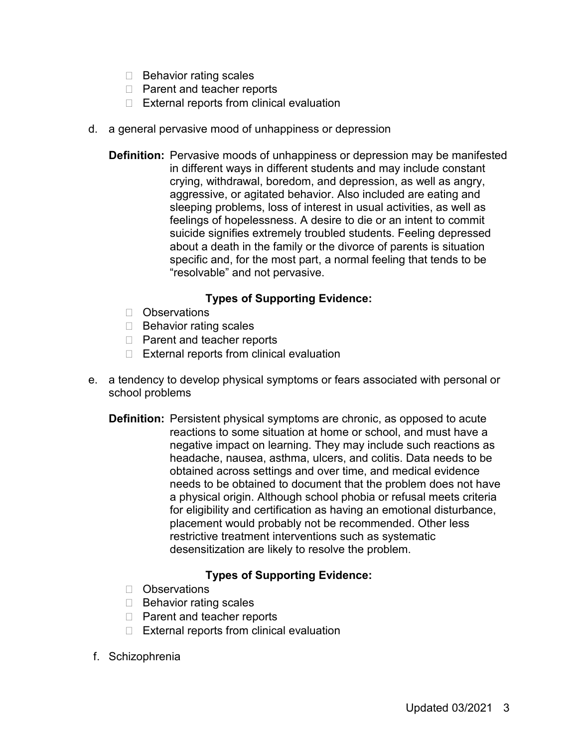- Behavior rating scales
- Parent and teacher reports
- External reports from clinical evaluation

d. a general pervasive mood of unhappiness or depression

**Definition:** Pervasive moods of unhappiness or depression may be manifested in different ways in different students and may include constant crying, withdrawal, boredom, and depression, as well as angry, aggressive, or agitated behavior. Also included are eating and sleeping problems, loss of interest in usual activities, as well as feelings of hopelessness. A desire to die or an intent to commit suicide signifies extremely troubled students. Feeling depressed about a death in the family or the divorce of parents is situation specific and, for the most part, a normal feeling that tends to be "resolvable" and not pervasive.

**Types of Supporting Evidence:**

- Observations
- Behavior rating scales
- Parent and teacher reports
- External reports from clinical evaluation

e. a tendency to develop physical symptoms or fears associated with personal or school problems

**Definition:** Persistent physical symptoms are chronic, as opposed to acute reactions to some situation at home or school, and must have a negative impact on learning. They may include such reactions as headache, nausea, asthma, ulcers, and colitis. Data needs to be obtained across settings and over time, and medical evidence needs to be obtained to document that the problem does not have a physical origin. Although school phobia or refusal meets criteria for eligibility and certification as having an emotional disturbance, placement would probably not be recommended. Other less restrictive treatment interventions such as systematic desensitization are likely to resolve the problem.

**Types of Supporting Evidence:**

- Observations
- Behavior rating scales
- Parent and teacher reports
- External reports from clinical evaluation

f. Schizophrenia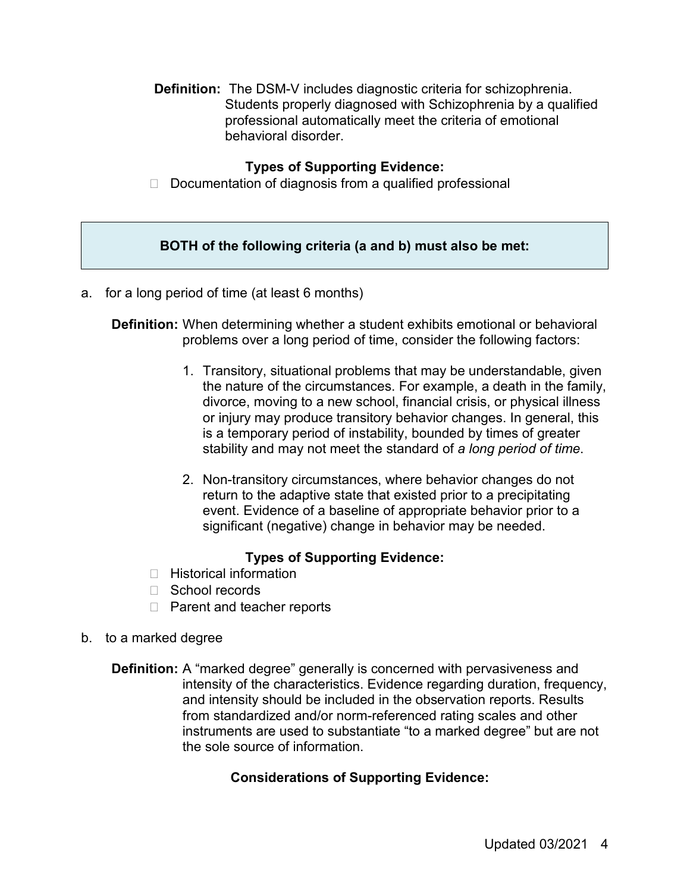**Definition:** The DSM-V includes diagnostic criteria for schizophrenia. Students properly diagnosed with Schizophrenia by a qualified professional automatically meet the criteria of emotional behavioral disorder.

**Types of Supporting Evidence:**

- Documentation of diagnosis from a qualified professional

**BOTH of the following criteria (a and b) must also be met:**

a. for a long period of time (at least 6 months)

**Definition:** When determining whether a student exhibits emotional or behavioral problems over a long period of time, consider the following factors:

1. Transitory, situational problems that may be understandable, given the nature of the circumstances. For example, a death in the family, divorce, moving to a new school, financial crisis, or physical illness or injury may produce transitory behavior changes. In general, this is a temporary period of instability, bounded by times of greater stability and may not meet the standard of *a long period of time*.
2. Non-transitory circumstances, where behavior changes do not return to the adaptive state that existed prior to a precipitating event. Evidence of a baseline of appropriate behavior prior to a significant (negative) change in behavior may be needed.

**Types of Supporting Evidence:**

- Historical information
- School records
- Parent and teacher reports

b. to a marked degree

**Definition:** A "marked degree" generally is concerned with pervasiveness and intensity of the characteristics. Evidence regarding duration, frequency, and intensity should be included in the observation reports. Results from standardized and/or norm-referenced rating scales and other instruments are used to substantiate "to a marked degree" but are not the sole source of information.

**Considerations of Supporting Evidence:**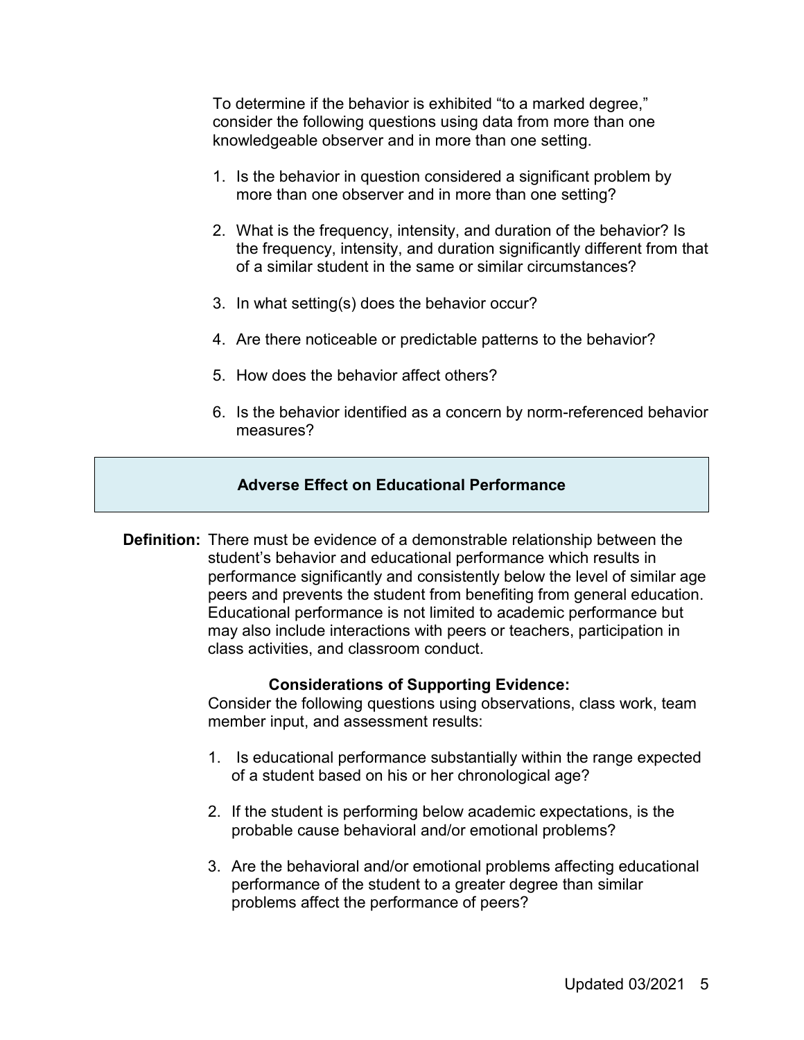To determine if the behavior is exhibited “to a marked degree,” consider the following questions using data from more than one knowledgeable observer and in more than one setting.

1. Is the behavior in question considered a significant problem by more than one observer and in more than one setting?
2. What is the frequency, intensity, and duration of the behavior? Is the frequency, intensity, and duration significantly different from that of a similar student in the same or similar circumstances?
3. In what setting(s) does the behavior occur?
4. Are there noticeable or predictable patterns to the behavior?
5. How does the behavior affect others?
6. Is the behavior identified as a concern by norm-referenced behavior measures?

## Adverse Effect on Educational Performance

**Definition:** There must be evidence of a demonstrable relationship between the student’s behavior and educational performance which results in performance significantly and consistently below the level of similar age peers and prevents the student from benefiting from general education. Educational performance is not limited to academic performance but may also include interactions with peers or teachers, participation in class activities, and classroom conduct.

**Considerations of Supporting Evidence:**

Consider the following questions using observations, class work, team member input, and assessment results:

1. Is educational performance substantially within the range expected of a student based on his or her chronological age?
2. If the student is performing below academic expectations, is the probable cause behavioral and/or emotional problems?
3. Are the behavioral and/or emotional problems affecting educational performance of the student to a greater degree than similar problems affect the performance of peers?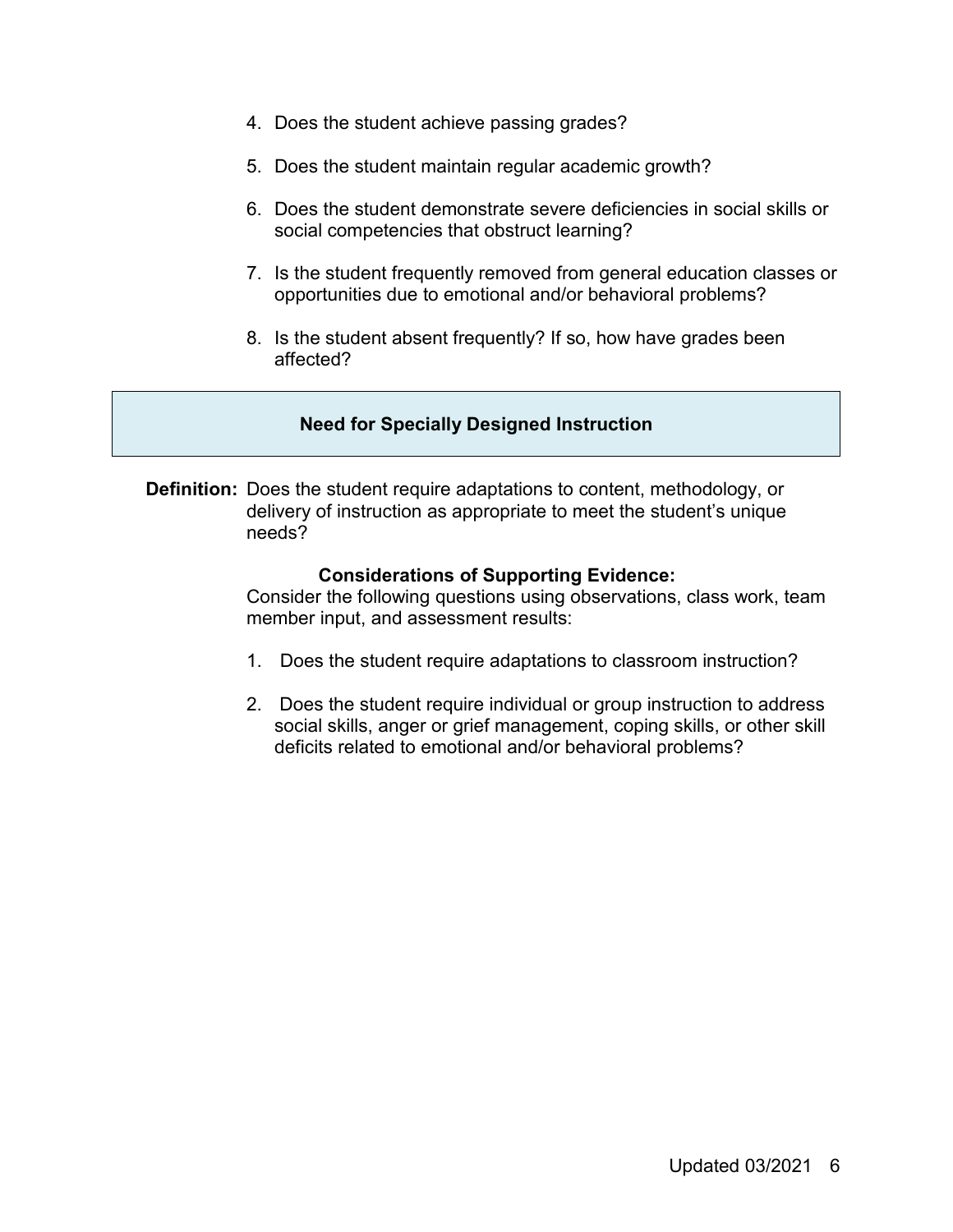4. Does the student achieve passing grades?

5. Does the student maintain regular academic growth?

6. Does the student demonstrate severe deficiencies in social skills or social competencies that obstruct learning?

7. Is the student frequently removed from general education classes or opportunities due to emotional and/or behavioral problems?

8. Is the student absent frequently? If so, how have grades been affected?

## Need for Specially Designed Instruction

**Definition:** Does the student require adaptations to content, methodology, or delivery of instruction as appropriate to meet the student's unique needs?

**Considerations of Supporting Evidence:**

Consider the following questions using observations, class work, team member input, and assessment results:

1. Does the student require adaptations to classroom instruction?

2. Does the student require individual or group instruction to address social skills, anger or grief management, coping skills, or other skill deficits related to emotional and/or behavioral problems?